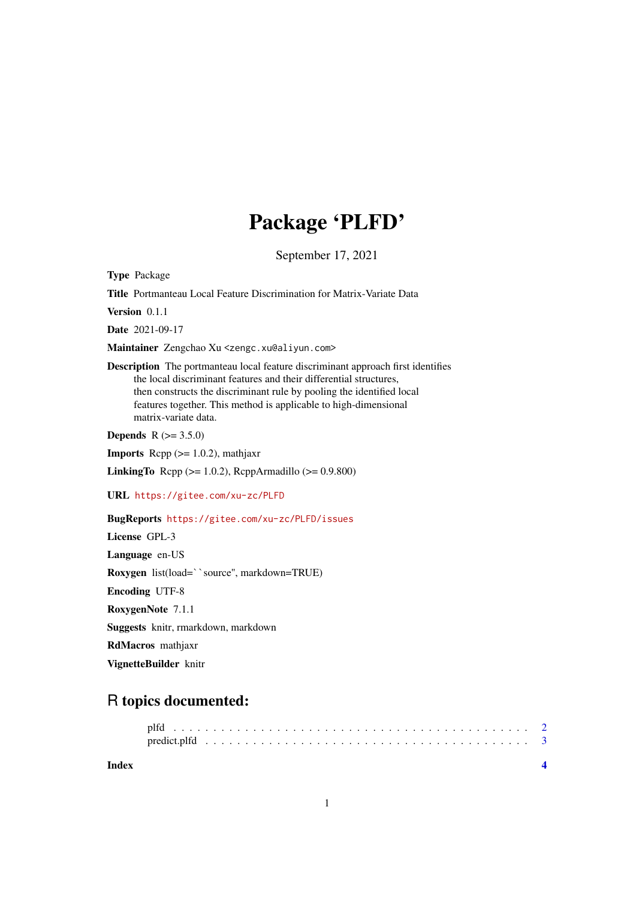# Package 'PLFD'

September 17, 2021

**Type** Package

**Title** Portmanteau Local Feature Discrimination for Matrix-Variate Data

**Version** 0.1.1

**Date** 2021-09-17

**Maintainer** Zengchao Xu <zengc.xu@aliyun.com>

**Description** The portmanteau local feature discriminant approach first identifies the local discriminant features and their differential structures, then constructs the discriminant rule by pooling the identified local features together. This method is applicable to high-dimensional matrix-variate data.

**Depends** R (>= 3.5.0)

**Imports** Rcpp (>= 1.0.2), mathjaxr

**LinkingTo** Rcpp (>= 1.0.2), RcppArmadillo (>= 0.9.800)

**URL** https://gitee.com/xu-zc/PLFD

**BugReports** https://gitee.com/xu-zc/PLFD/issues

**License** GPL-3

**Language** en-US

**Roxygen** list(load=``source", markdown=TRUE)

**Encoding** UTF-8

**RoxygenNote** 7.1.1

**Suggests** knitr, rmarkdown, markdown

**RdMacros** mathjaxr

**VignetteBuilder** knitr

## R topics documented:

| | |
|---|---|
| plfd | 2 |
| predict.plfd | 3 |
| **Index** | **4** |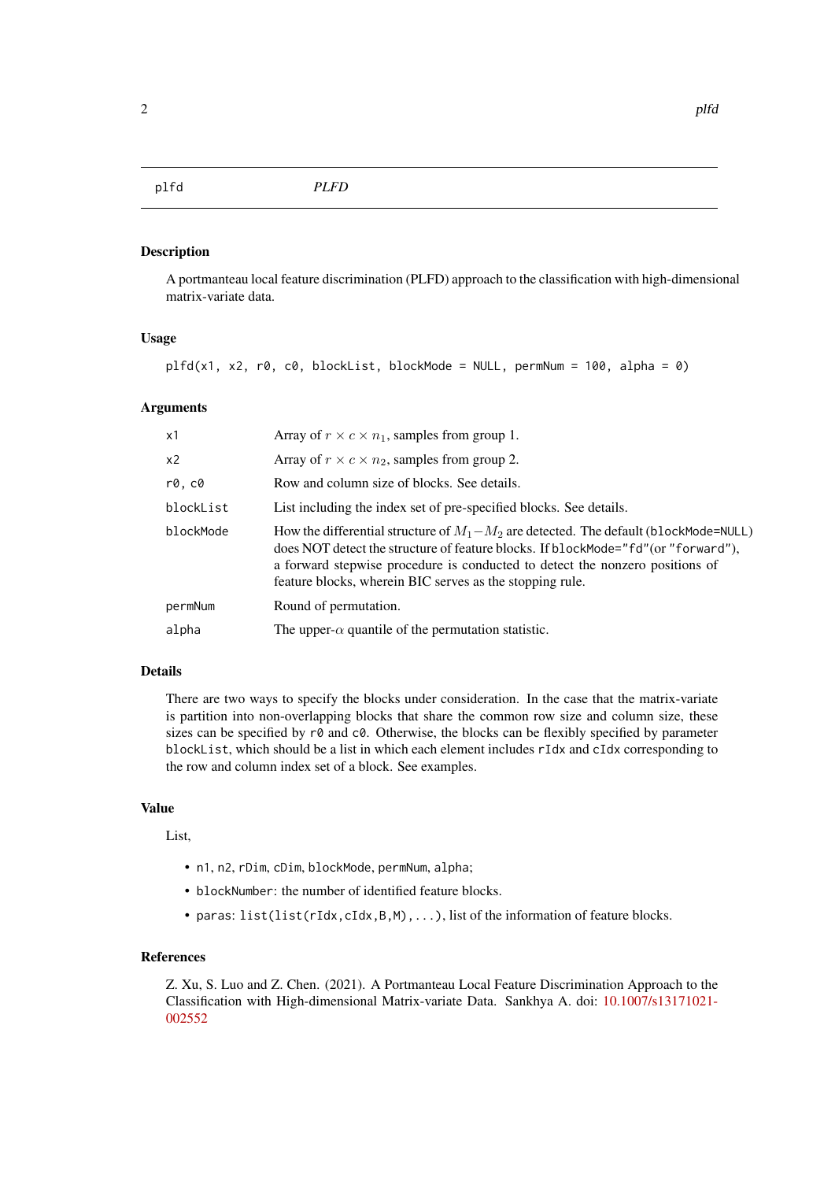## plfd — *PLFD*

### Description

A portmanteau local feature discrimination (PLFD) approach to the classification with high-dimensional matrix-variate data.

### Usage

```
plfd(x1, x2, r0, c0, blockList, blockMode = NULL, permNum = 100, alpha = 0)
```

### Arguments

| | |
|---|---|
| `x1` | Array of $r \times c \times n_1$, samples from group 1. |
| `x2` | Array of $r \times c \times n_2$, samples from group 2. |
| `r0, c0` | Row and column size of blocks. See details. |
| `blockList` | List including the index set of pre-specified blocks. See details. |
| `blockMode` | How the differential structure of $M_1 - M_2$ are detected. The default (`blockMode=NULL`) does NOT detect the structure of feature blocks. If `blockMode="fd"`(or `"forward"`), a forward stepwise procedure is conducted to detect the nonzero positions of feature blocks, wherein BIC serves as the stopping rule. |
| `permNum` | Round of permutation. |
| `alpha` | The upper-$\alpha$ quantile of the permutation statistic. |

### Details

There are two ways to specify the blocks under consideration. In the case that the matrix-variate is partition into non-overlapping blocks that share the common row size and column size, these sizes can be specified by `r0` and `c0`. Otherwise, the blocks can be flexibly specified by parameter `blockList`, which should be a list in which each element includes `rIdx` and `cIdx` corresponding to the row and column index set of a block. See examples.

### Value

List,

- `n1`, `n2`, `rDim`, `cDim`, `blockMode`, `permNum`, `alpha`;
- `blockNumber`: the number of identified feature blocks.
- `paras`: `list(list(rIdx,cIdx,B,M),...)`, list of the information of feature blocks.

### References

Z. Xu, S. Luo and Z. Chen. (2021). A Portmanteau Local Feature Discrimination Approach to the Classification with High-dimensional Matrix-variate Data. Sankhya A. doi: 10.1007/s13171021-002552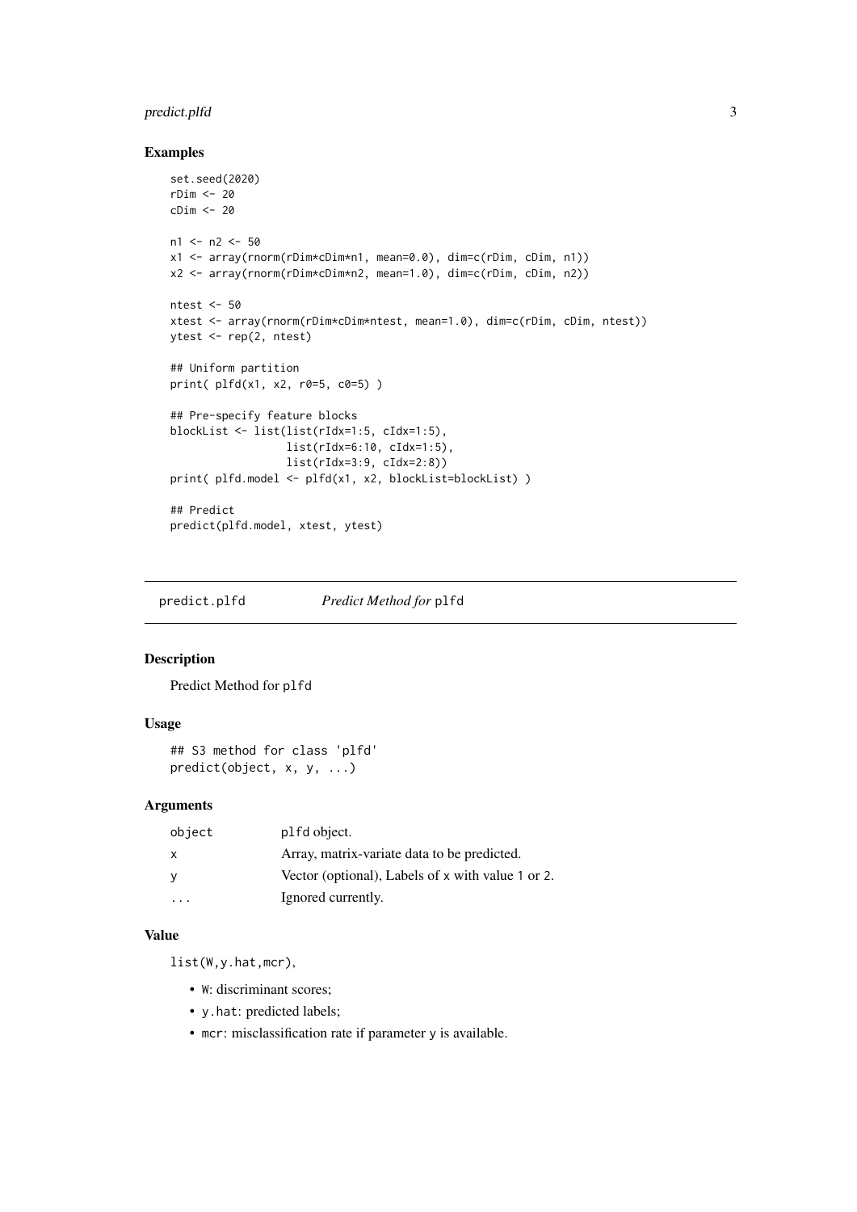### Examples

```
set.seed(2020)
rDim <- 20
cDim <- 20

n1 <- n2 <- 50
x1 <- array(rnorm(rDim*cDim*n1, mean=0.0), dim=c(rDim, cDim, n1))
x2 <- array(rnorm(rDim*cDim*n2, mean=1.0), dim=c(rDim, cDim, n2))

ntest <- 50
xtest <- array(rnorm(rDim*cDim*ntest, mean=1.0), dim=c(rDim, cDim, ntest))
ytest <- rep(2, ntest)

## Uniform partition
print( plfd(x1, x2, r0=5, c0=5) )

## Pre-specify feature blocks
blockList <- list(list(rIdx=1:5, cIdx=1:5),
                  list(rIdx=6:10, cIdx=1:5),
                  list(rIdx=3:9, cIdx=2:8))
print( plfd.model <- plfd(x1, x2, blockList=blockList) )

## Predict
predict(plfd.model, xtest, ytest)
```

---

## `predict.plfd` *Predict Method for* `plfd`

### Description

Predict Method for `plfd`

### Usage

```
## S3 method for class 'plfd'
predict(object, x, y, ...)
```

### Arguments

| | |
|---|---|
| `object` | `plfd` object. |
| `x` | Array, matrix-variate data to be predicted. |
| `y` | Vector (optional), Labels of `x` with value 1 or 2. |
| `...` | Ignored currently. |

### Value

`list(W,y.hat,mcr)`,

- `W`: discriminant scores;
- `y.hat`: predicted labels;
- `mcr`: misclassification rate if parameter `y` is available.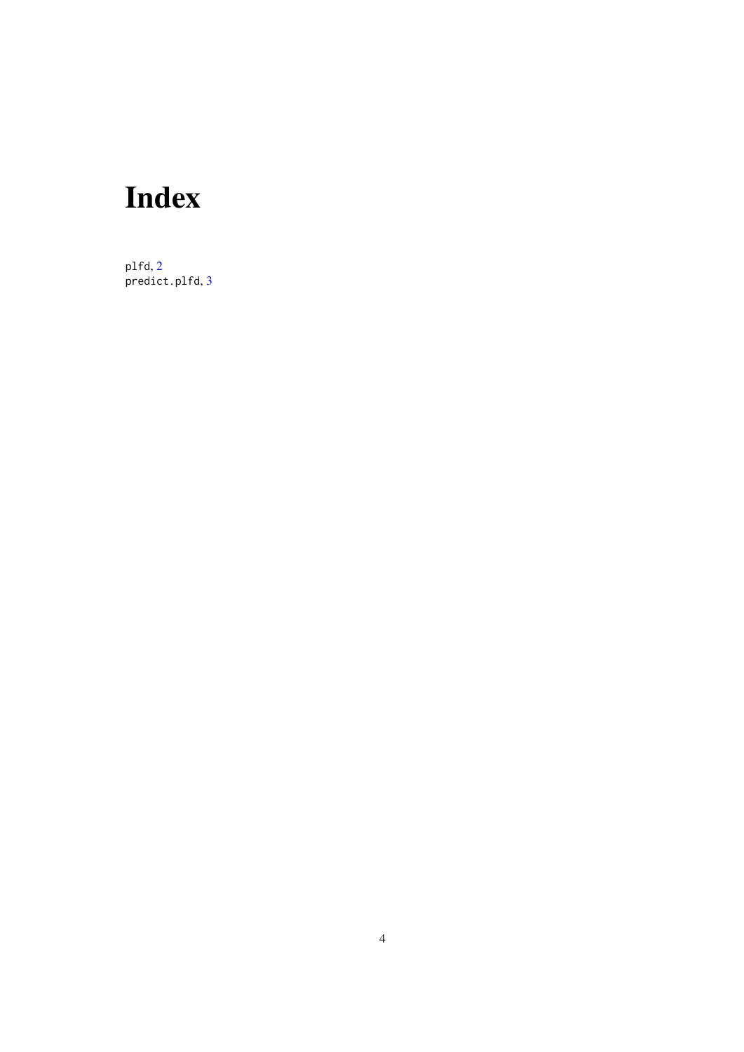# Index

plfd, 2
predict.plfd, 3